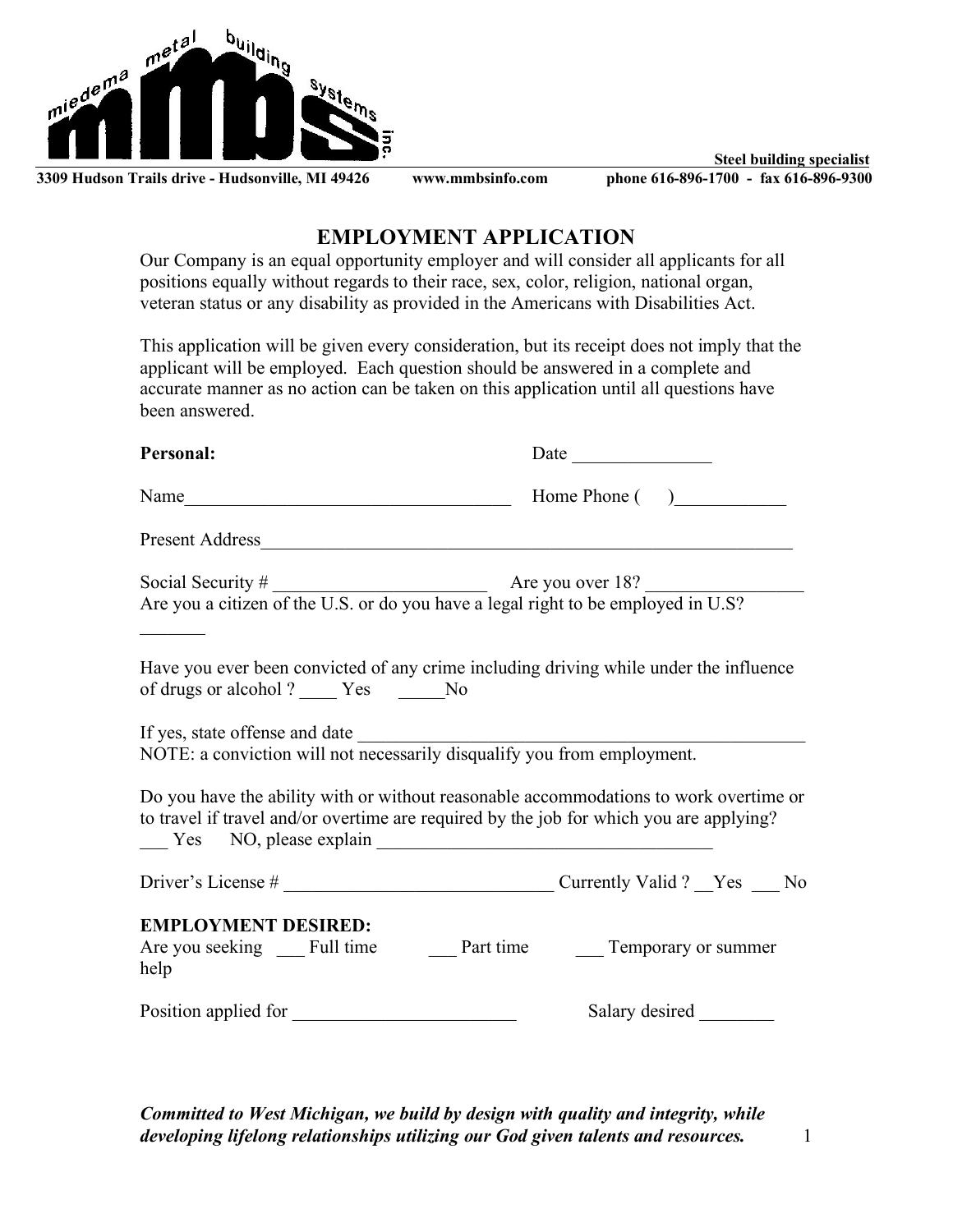**Steel building specialist**

**3309 Hudson Trails drive - Hudsonville, MI 49426 www.mmbsinfo.com phone 616-896-1700 - fax 616-896-9300**

# EMPLOYMENT APPLICATION

Our Company is an equal opportunity employer and will consider all applicants for all positions equally without regards to their race, sex, color, religion, national organ, veteran status or any disability as provided in the Americans with Disabilities Act.

This application will be given every consideration, but its receipt does not imply that the applicant will be employed. Each question should be answered in a complete and accurate manner as no action can be taken on this application until all questions have been answered.

**Personal:** Date _______________

Name___________________________________ Home Phone ( )____________

Present Address____________________________________________________________

Social Security # _______________________ Are you over 18? _________________

Are you a citizen of the U.S. or do you have a legal right to be employed in U.S? _______

Have you ever been convicted of any crime including driving while under the influence of drugs or alcohol ? ____ Yes _____No

If yes, state offense and date _________________________________________________

NOTE: a conviction will not necessarily disqualify you from employment.

Do you have the ability with or without reasonable accommodations to work overtime or to travel if travel and/or overtime are required by the job for which you are applying? ___ Yes NO, please explain ____________________________________

Driver's License # _____________________________ Currently Valid ? __Yes ___ No

**EMPLOYMENT DESIRED:**

Are you seeking ___ Full time ___ Part time ___ Temporary or summer help

Position applied for _______________________ Salary desired ________

***Committed to West Michigan, we build by design with quality and integrity, while developing lifelong relationships utilizing our God given talents and resources.***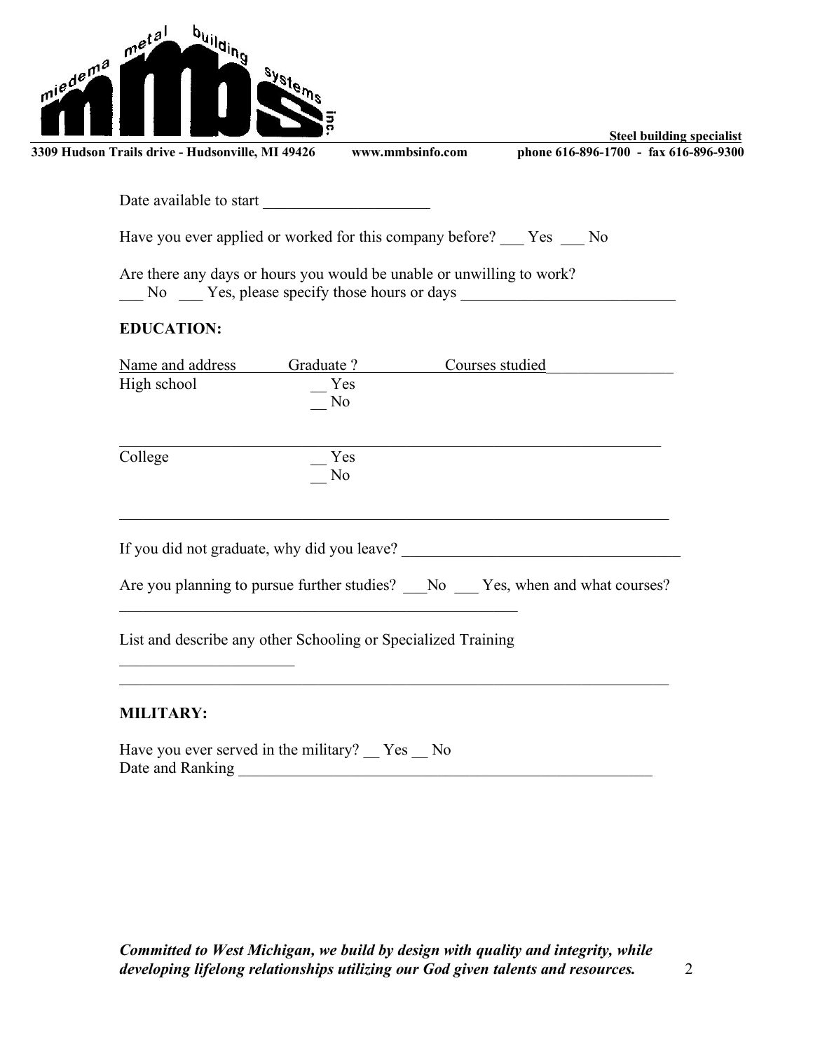Date available to start ______________________

Have you ever applied or worked for this company before? ___ Yes ___ No

Are there any days or hours you would be unable or unwilling to work?
___ No ___ Yes, please specify those hours or days ____________________________

**EDUCATION:**

| Name and address | Graduate ? | Courses studied |
| --- | --- | --- |
| High school | __ Yes<br>__ No | |
| College | __ Yes<br>__ No | |

If you did not graduate, why did you leave? ____________________________________

Are you planning to pursue further studies? ___No ___ Yes, when and what courses?
_____________________________________________________

List and describe any other Schooling or Specialized Training
_______________________
_________________________________________________________________________

**MILITARY:**

Have you ever served in the military? __ Yes __ No
Date and Ranking _______________________________________________________

***Committed to West Michigan, we build by design with quality and integrity, while developing lifelong relationships utilizing our God given talents and resources.***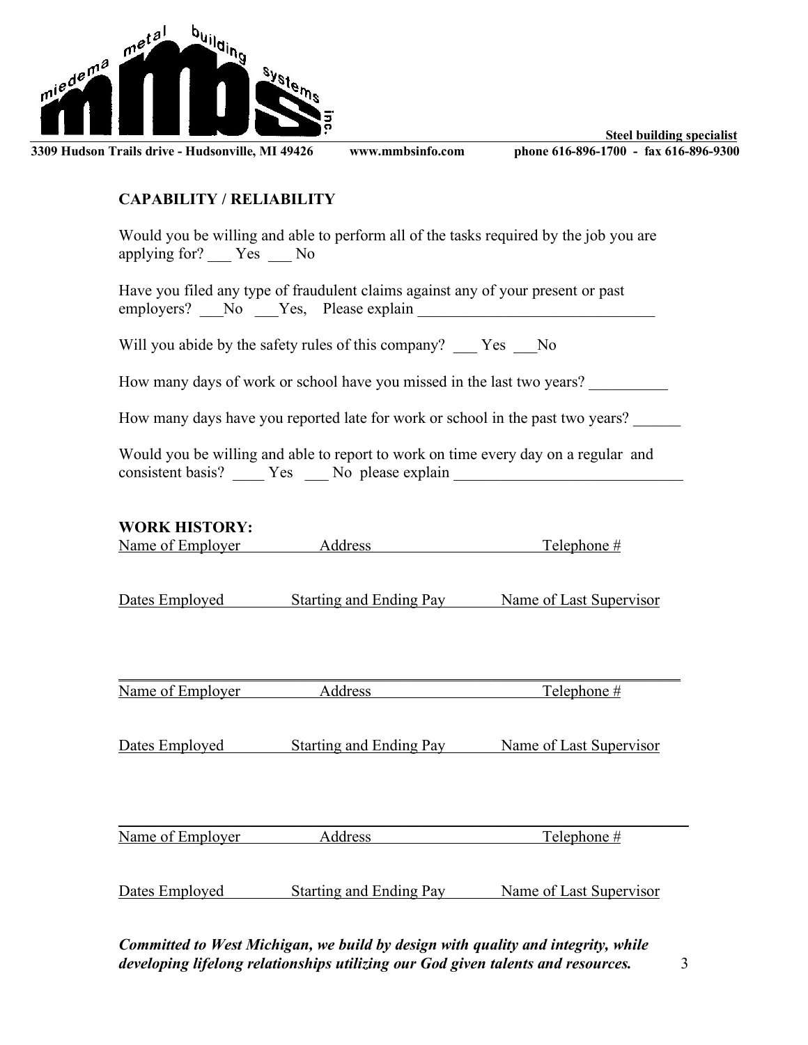**Steel building specialist**

**3309 Hudson Trails drive - Hudsonville, MI 49426 www.mmbsinfo.com phone 616-896-1700 - fax 616-896-9300**

**CAPABILITY / RELIABILITY**

Would you be willing and able to perform all of the tasks required by the job you are applying for? ___ Yes ___ No

Have you filed any type of fraudulent claims against any of your present or past employers? ___No ___Yes, Please explain ______________________________

Will you abide by the safety rules of this company? ___ Yes ___No

How many days of work or school have you missed in the last two years? __________

How many days have you reported late for work or school in the past two years? ______

Would you be willing and able to report to work on time every day on a regular and consistent basis? ____ Yes ___ No please explain _____________________________

**WORK HISTORY:**

Name of Employer Address Telephone #

Dates Employed Starting and Ending Pay Name of Last Supervisor

---

Name of Employer Address Telephone #

Dates Employed Starting and Ending Pay Name of Last Supervisor

---

Name of Employer Address Telephone #

Dates Employed Starting and Ending Pay Name of Last Supervisor

***Committed to West Michigan, we build by design with quality and integrity, while developing lifelong relationships utilizing our God given talents and resources.***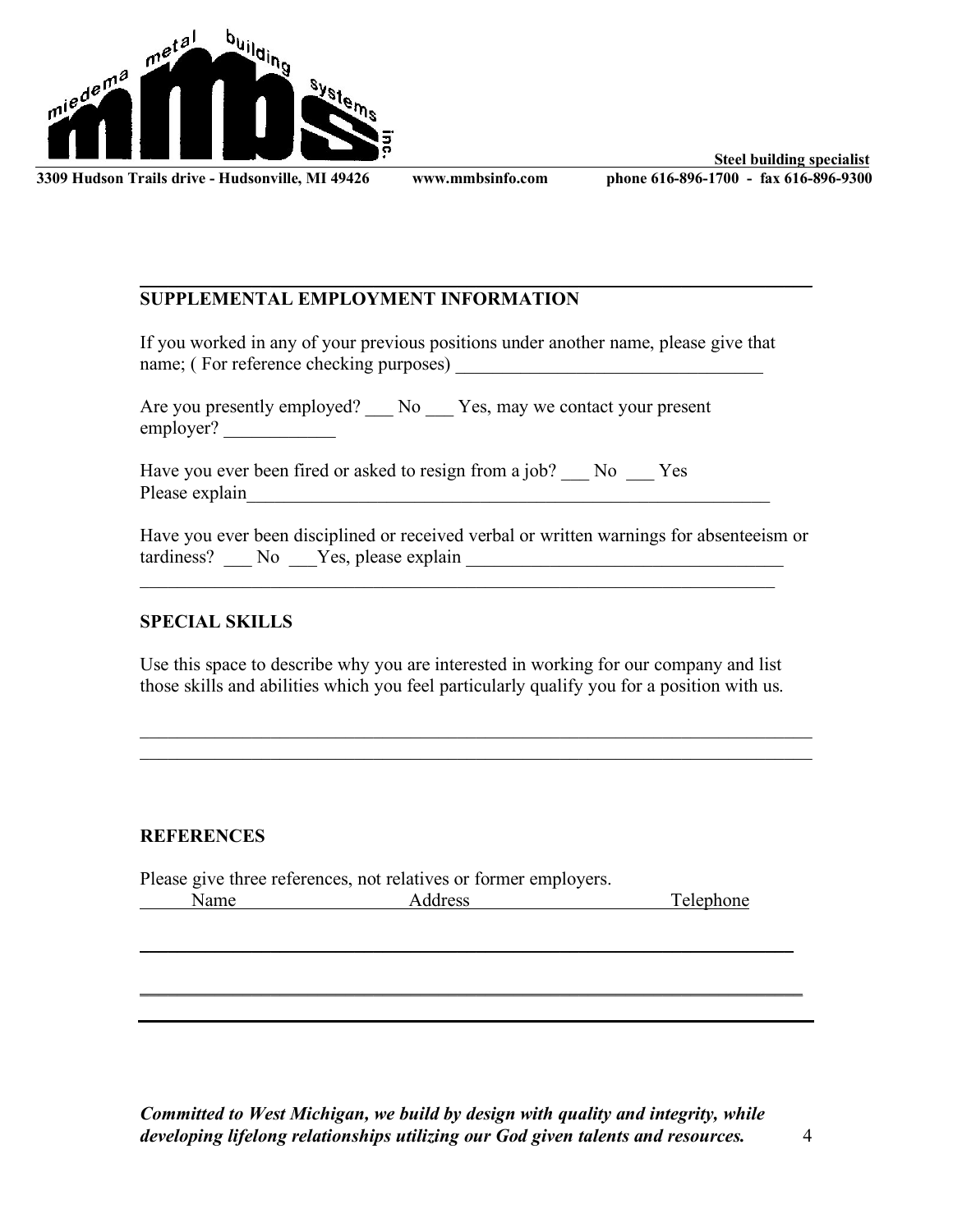Steel building specialist

3309 Hudson Trails drive - Hudsonville, MI 49426 www.mmbsinfo.com phone 616-896-1700 - fax 616-896-9300

## SUPPLEMENTAL EMPLOYMENT INFORMATION

If you worked in any of your previous positions under another name, please give that name; ( For reference checking purposes) ___________________________________

Are you presently employed? ___ No ___ Yes, may we contact your present employer? ____________

Have you ever been fired or asked to resign from a job? ___ No ___ Yes
Please explain____________________________________________________________

Have you ever been disciplined or received verbal or written warnings for absenteeism or tardiness? ___ No ___Yes, please explain ___________________________________
_________________________________________________________________________

## SPECIAL SKILLS

Use this space to describe why you are interested in working for our company and list those skills and abilities which you feel particularly qualify you for a position with us.

_________________________________________________________________________
_________________________________________________________________________

## REFERENCES

Please give three references, not relatives or former employers.

| Name | Address | Telephone |
| --- | --- | --- |
| | | |
| | | |
| | | |

***Committed to West Michigan, we build by design with quality and integrity, while developing lifelong relationships utilizing our God given talents and resources.***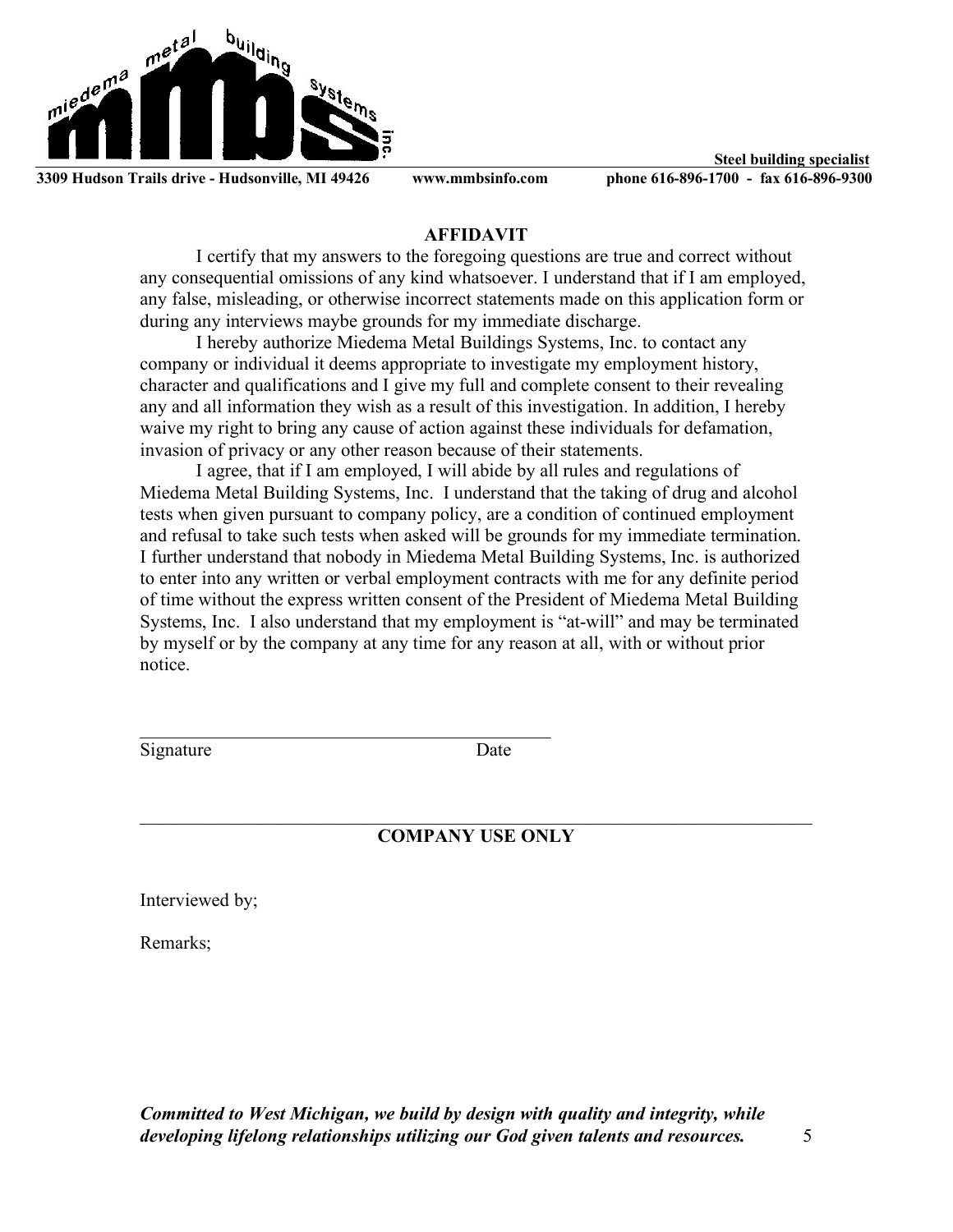# AFFIDAVIT

I certify that my answers to the foregoing questions are true and correct without any consequential omissions of any kind whatsoever. I understand that if I am employed, any false, misleading, or otherwise incorrect statements made on this application form or during any interviews maybe grounds for my immediate discharge.

I hereby authorize Miedema Metal Buildings Systems, Inc. to contact any company or individual it deems appropriate to investigate my employment history, character and qualifications and I give my full and complete consent to their revealing any and all information they wish as a result of this investigation. In addition, I hereby waive my right to bring any cause of action against these individuals for defamation, invasion of privacy or any other reason because of their statements.

I agree, that if I am employed, I will abide by all rules and regulations of Miedema Metal Building Systems, Inc. I understand that the taking of drug and alcohol tests when given pursuant to company policy, are a condition of continued employment and refusal to take such tests when asked will be grounds for my immediate termination. I further understand that nobody in Miedema Metal Building Systems, Inc. is authorized to enter into any written or verbal employment contracts with me for any definite period of time without the express written consent of the President of Miedema Metal Building Systems, Inc. I also understand that my employment is "at-will" and may be terminated by myself or by the company at any time for any reason at all, with or without prior notice.

\_\_\_\_\_\_\_\_\_\_\_\_\_\_\_\_\_\_\_\_\_\_\_\_\_\_\_\_\_\_\_\_\_\_\_\_\_\_\_\_\_\_\_\_

Signature Date

---

**COMPANY USE ONLY**

Interviewed by;

Remarks;

***Committed to West Michigan, we build by design with quality and integrity, while developing lifelong relationships utilizing our God given talents and resources.***